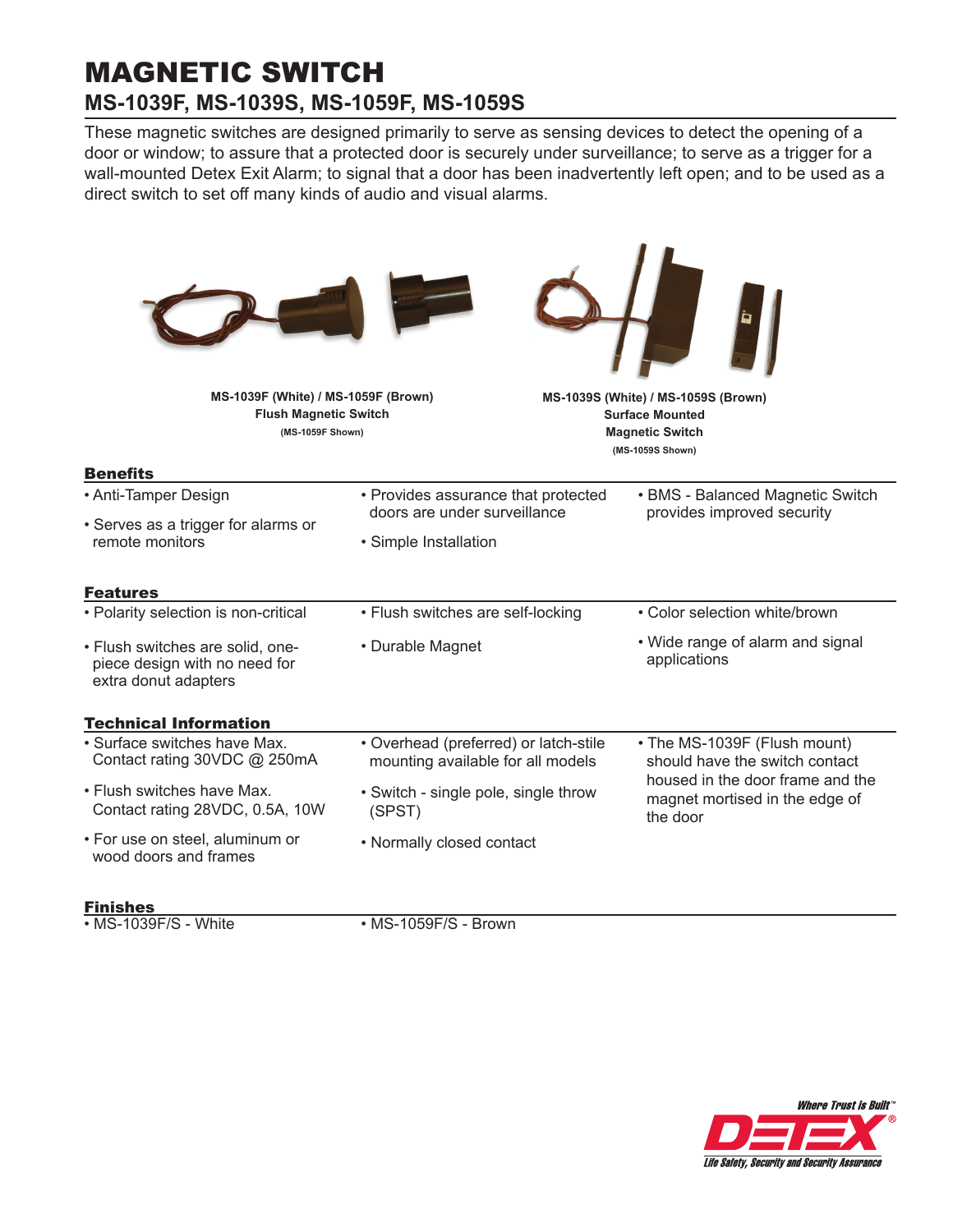# MAGNETIC SWITCH

## MS-1039F, MS-1039S, MS-1059F, MS-1059S

These magnetic switches are designed primarily to serve as sensing devices to detect the opening of a door or window; to assure that a protected door is securely under surveillance; to serve as a trigger for a wall-mounted Detex Exit Alarm; to signal that a door has been inadvertently left open; and to be used as a direct switch to set off many kinds of audio and visual alarms.

**MS-1039F (White) / MS-1059F (Brown)**
**Flush Magnetic Switch**
**(MS-1059F Shown)**

**MS-1039S (White) / MS-1059S (Brown)**
**Surface Mounted**
**Magnetic Switch**
**(MS-1059S Shown)**

### Benefits

- Anti-Tamper Design
- Serves as a trigger for alarms or remote monitors
- Provides assurance that protected doors are under surveillance
- Simple Installation
- BMS - Balanced Magnetic Switch provides improved security

### Features

- Polarity selection is non-critical
- Flush switches are solid, one-piece design with no need for extra donut adapters
- Flush switches are self-locking
- Durable Magnet
- Color selection white/brown
- Wide range of alarm and signal applications

### Technical Information

- Surface switches have Max. Contact rating 30VDC @ 250mA
- Flush switches have Max. Contact rating 28VDC, 0.5A, 10W
- For use on steel, aluminum or wood doors and frames
- Overhead (preferred) or latch-stile mounting available for all models
- Switch - single pole, single throw (SPST)
- Normally closed contact
- The MS-1039F (Flush mount) should have the switch contact housed in the door frame and the magnet mortised in the edge of the door

### Finishes

- MS-1039F/S - White
- MS-1059F/S - Brown

*Where Trust is Built™*
DETEX®
*Life Safety, Security and Security Assurance*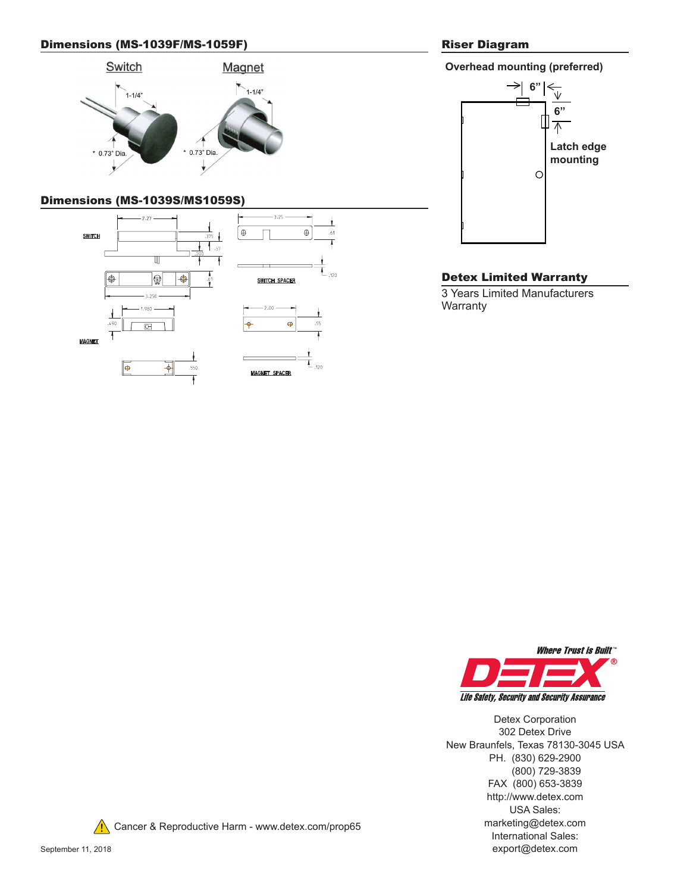## Dimensions (MS-1039F/MS-1059F)

Switch

1-1/4"

* 0.73" Dia.

Magnet

1-1/4"

* 0.73" Dia.

## Dimensions (MS-1039S/MS1059S)

SWITCH

2.27

.375

.57

.200

.61

3.250

3.25

.61

.120

SWITCH SPACER

1.980

.490

MAGNET

.550

2.00

.55

.120

MAGNET SPACER

## Riser Diagram

**Overhead mounting (preferred)**

6"

6"

**Latch edge mounting**

## Detex Limited Warranty

3 Years Limited Manufacturers Warranty

*Where Trust is Built*™

DETEX®

*Life Safety, Security and Security Assurance*

Detex Corporation
302 Detex Drive
New Braunfels, Texas 78130-3045 USA
PH. (830) 629-2900
(800) 729-3839
FAX (800) 653-3839
http://www.detex.com
USA Sales:
marketing@detex.com
International Sales:
export@detex.com

Cancer & Reproductive Harm - www.detex.com/prop65

September 11, 2018